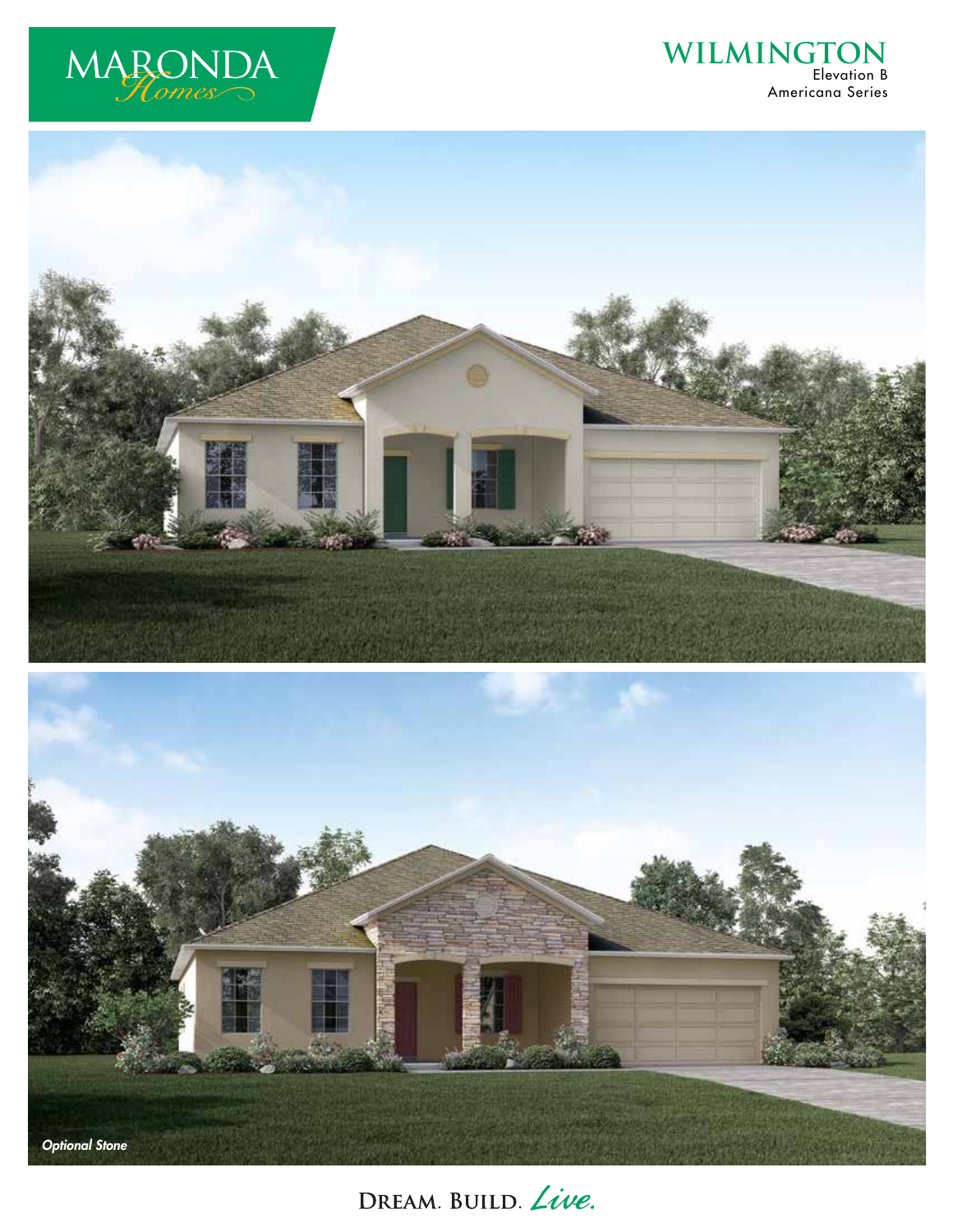MARONDA Homes

# WILMINGTON

Elevation B
Americana Series

*Optional Stone*

DREAM. BUILD. *Live.*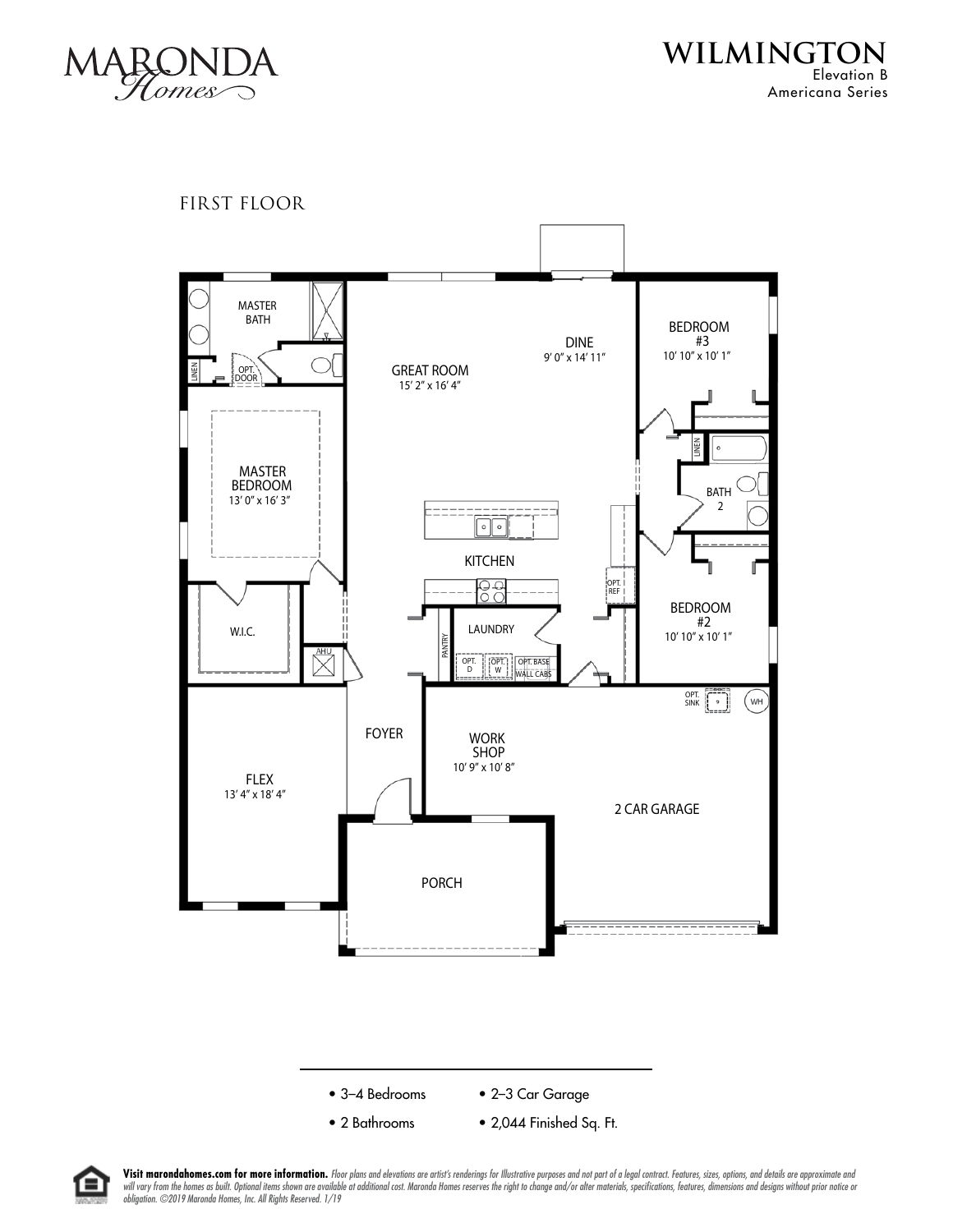MARONDA Homes

# WILMINGTON

Elevation B
Americana Series

## FIRST FLOOR

MASTER BATH

LINEN

OPT. DOOR

GREAT ROOM
15' 2" x 16' 4"

DINE
9' 0" x 14' 11"

BEDROOM #3
10' 10" x 10' 1"

LINEN

BATH 2

MASTER BEDROOM
13' 0" x 16' 3"

KITCHEN

OPT. REF

BEDROOM #2
10' 10" x 10' 1"

W.I.C.

AHU

PANTRY

LAUNDRY

OPT. D

OPT. W

OPT. BASE WALL CABS

OPT. SINK

WH

FOYER

WORK SHOP
10' 9" x 10' 8"

FLEX
13' 4" x 18' 4"

2 CAR GARAGE

PORCH

- 3–4 Bedrooms
- 2–3 Car Garage
- 2 Bathrooms
- 2,044 Finished Sq. Ft.

**Visit marondahomes.com for more information.** *Floor plans and elevations are artist's renderings for Illustrative purposes and not part of a legal contract. Features, sizes, options, and details are approximate and will vary from the homes as built. Optional items shown are available at additional cost. Maronda Homes reserves the right to change and/or alter materials, specifications, features, dimensions and designs without prior notice or obligation. ©2019 Maronda Homes, Inc. All Rights Reserved. 1/19*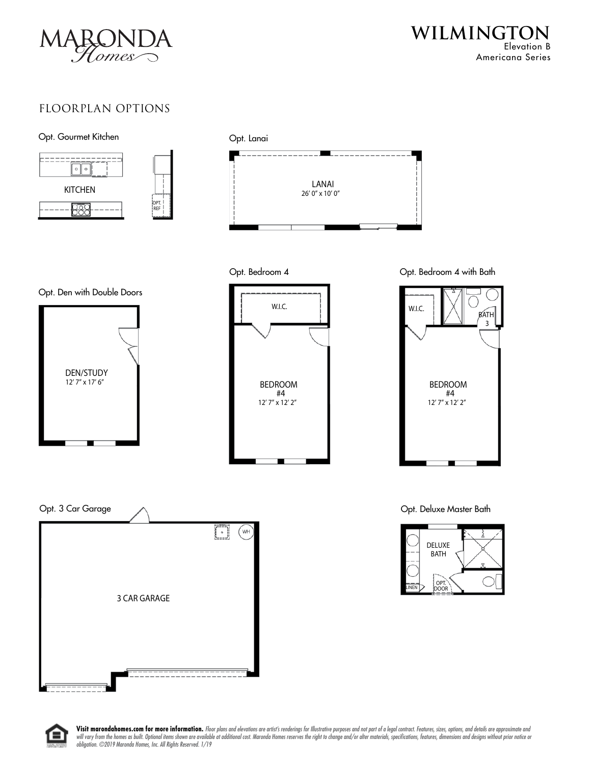# WILMINGTON

Elevation B
Americana Series

## FLOORPLAN OPTIONS

### Opt. Gourmet Kitchen

KITCHEN

OPT. REF

### Opt. Lanai

LANAI
26' 0" x 10' 0"

### Opt. Den with Double Doors

DEN/STUDY
12' 7" x 17' 6"

### Opt. Bedroom 4

W.I.C.

BEDROOM #4
12' 7" x 12' 2"

### Opt. Bedroom 4 with Bath

W.I.C.

BATH 3

BEDROOM #4
12' 7" x 12' 2"

### Opt. 3 Car Garage

WH

3 CAR GARAGE

### Opt. Deluxe Master Bath

DELUXE BATH

LINEN

OPT. DOOR

**Visit marondahomes.com for more information.** *Floor plans and elevations are artist's renderings for Illustrative purposes and not part of a legal contract. Features, sizes, options, and details are approximate and will vary from the homes as built. Optional items shown are available at additional cost. Maronda Homes reserves the right to change and/or alter materials, specifications, features, dimensions and designs without prior notice or obligation. ©2019 Maronda Homes, Inc. All Rights Reserved. 1/19*